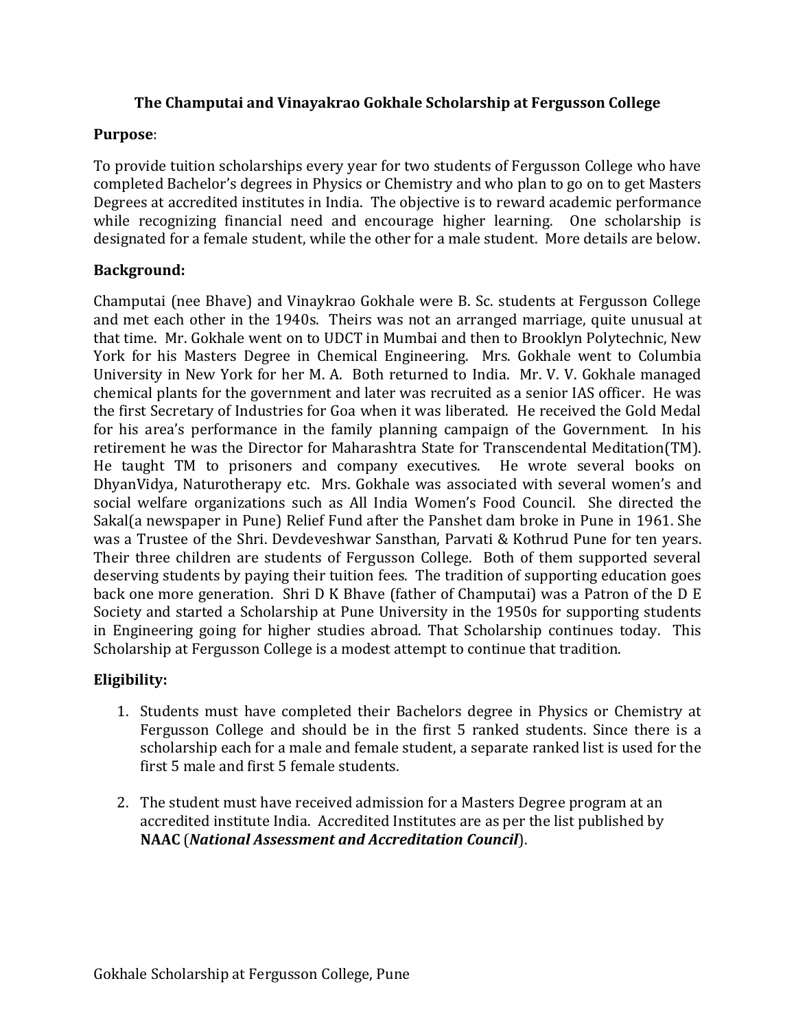# The Champutai and Vinayakrao Gokhale Scholarship at Fergusson College

**Purpose**:

To provide tuition scholarships every year for two students of Fergusson College who have completed Bachelor's degrees in Physics or Chemistry and who plan to go on to get Masters Degrees at accredited institutes in India. The objective is to reward academic performance while recognizing financial need and encourage higher learning. One scholarship is designated for a female student, while the other for a male student. More details are below.

**Background:**

Champutai (nee Bhave) and Vinaykrao Gokhale were B. Sc. students at Fergusson College and met each other in the 1940s. Theirs was not an arranged marriage, quite unusual at that time. Mr. Gokhale went on to UDCT in Mumbai and then to Brooklyn Polytechnic, New York for his Masters Degree in Chemical Engineering. Mrs. Gokhale went to Columbia University in New York for her M. A. Both returned to India. Mr. V. V. Gokhale managed chemical plants for the government and later was recruited as a senior IAS officer. He was the first Secretary of Industries for Goa when it was liberated. He received the Gold Medal for his area's performance in the family planning campaign of the Government. In his retirement he was the Director for Maharashtra State for Transcendental Meditation(TM). He taught TM to prisoners and company executives. He wrote several books on DhyanVidya, Naturotherapy etc. Mrs. Gokhale was associated with several women's and social welfare organizations such as All India Women's Food Council. She directed the Sakal(a newspaper in Pune) Relief Fund after the Panshet dam broke in Pune in 1961. She was a Trustee of the Shri. Devdeveshwar Sansthan, Parvati & Kothrud Pune for ten years. Their three children are students of Fergusson College. Both of them supported several deserving students by paying their tuition fees. The tradition of supporting education goes back one more generation. Shri D K Bhave (father of Champutai) was a Patron of the D E Society and started a Scholarship at Pune University in the 1950s for supporting students in Engineering going for higher studies abroad. That Scholarship continues today. This Scholarship at Fergusson College is a modest attempt to continue that tradition.

**Eligibility:**

1. Students must have completed their Bachelors degree in Physics or Chemistry at Fergusson College and should be in the first 5 ranked students. Since there is a scholarship each for a male and female student, a separate ranked list is used for the first 5 male and first 5 female students.

2. The student must have received admission for a Masters Degree program at an accredited institute India. Accredited Institutes are as per the list published by **NAAC** (***National Assessment and Accreditation Council***).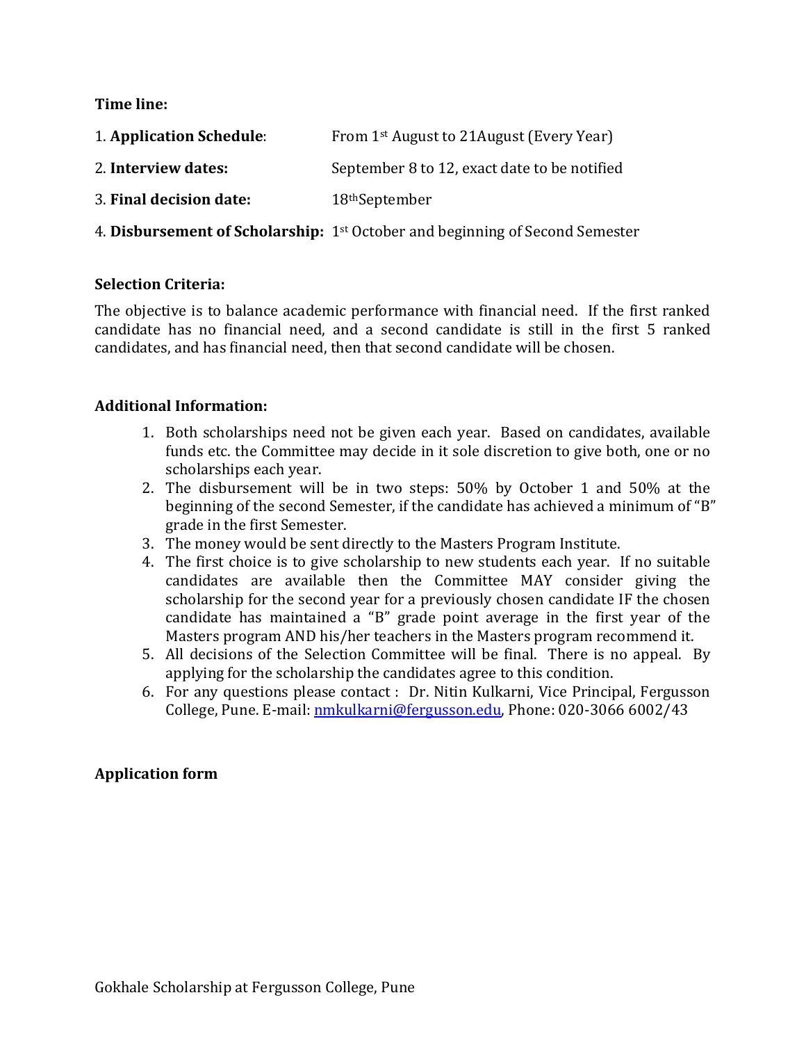**Time line:**

1. **Application Schedule**: From 1st August to 21August (Every Year)
2. **Interview dates:** September 8 to 12, exact date to be notified
3. **Final decision date:** 18thSeptember
4. **Disbursement of Scholarship:** 1st October and beginning of Second Semester

**Selection Criteria:**

The objective is to balance academic performance with financial need. If the first ranked candidate has no financial need, and a second candidate is still in the first 5 ranked candidates, and has financial need, then that second candidate will be chosen.

**Additional Information:**

1. Both scholarships need not be given each year. Based on candidates, available funds etc. the Committee may decide in it sole discretion to give both, one or no scholarships each year.
2. The disbursement will be in two steps: 50% by October 1 and 50% at the beginning of the second Semester, if the candidate has achieved a minimum of "B" grade in the first Semester.
3. The money would be sent directly to the Masters Program Institute.
4. The first choice is to give scholarship to new students each year. If no suitable candidates are available then the Committee MAY consider giving the scholarship for the second year for a previously chosen candidate IF the chosen candidate has maintained a "B" grade point average in the first year of the Masters program AND his/her teachers in the Masters program recommend it.
5. All decisions of the Selection Committee will be final. There is no appeal. By applying for the scholarship the candidates agree to this condition.
6. For any questions please contact : Dr. Nitin Kulkarni, Vice Principal, Fergusson College, Pune. E-mail: nmkulkarni@fergusson.edu, Phone: 020-3066 6002/43

**Application form**